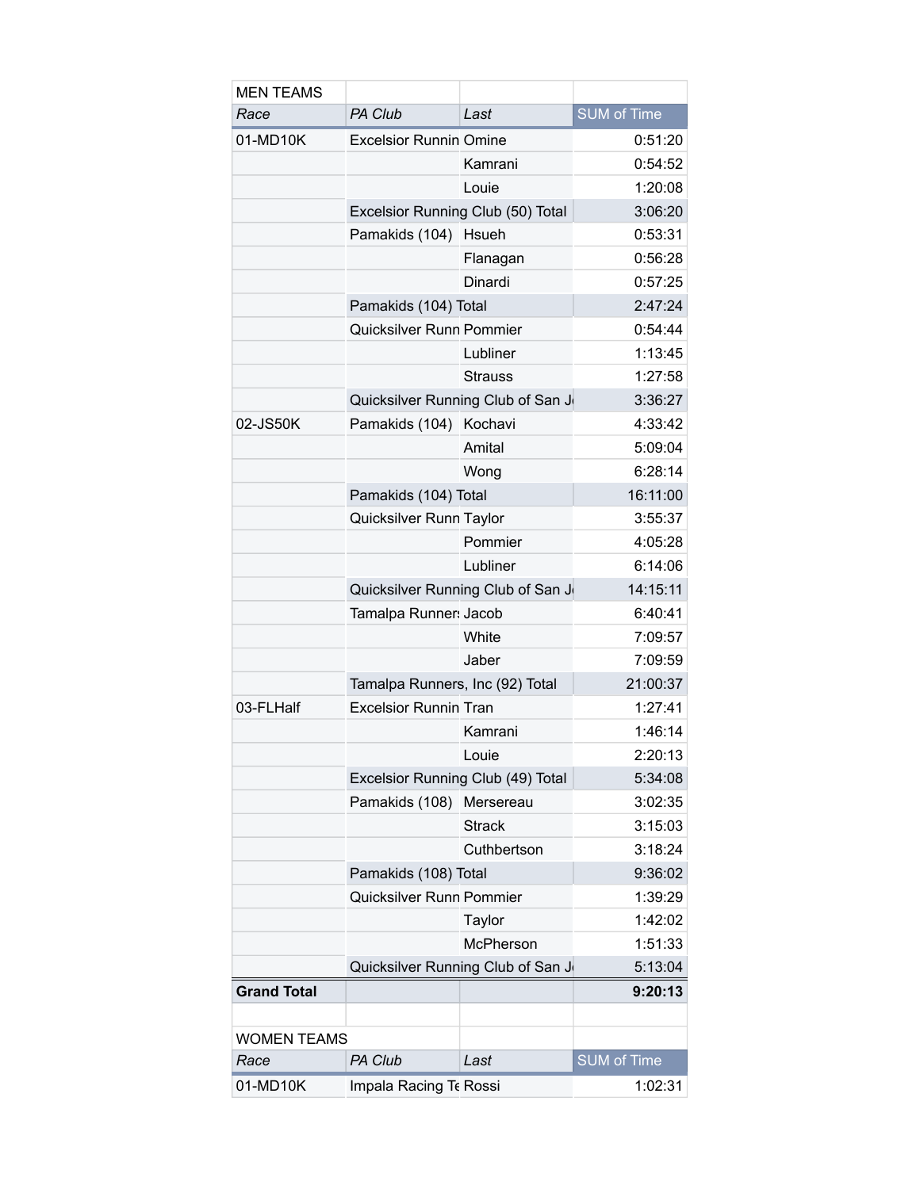| MEN TEAMS | | | |
|---|---|---|---|
| *Race* | *PA Club* | *Last* | SUM of Time |
| 01-MD10K | Excelsior Runnin | Omine | 0:51:20 |
| | | Kamrani | 0:54:52 |
| | | Louie | 1:20:08 |
| | Excelsior Running Club (50) Total | | 3:06:20 |
| | Pamakids (104) | Hsueh | 0:53:31 |
| | | Flanagan | 0:56:28 |
| | | Dinardi | 0:57:25 |
| | Pamakids (104) Total | | 2:47:24 |
| | Quicksilver Runn | Pommier | 0:54:44 |
| | | Lubliner | 1:13:45 |
| | | Strauss | 1:27:58 |
| | Quicksilver Running Club of San J | | 3:36:27 |
| 02-JS50K | Pamakids (104) | Kochavi | 4:33:42 |
| | | Amital | 5:09:04 |
| | | Wong | 6:28:14 |
| | Pamakids (104) Total | | 16:11:00 |
| | Quicksilver Runn | Taylor | 3:55:37 |
| | | Pommier | 4:05:28 |
| | | Lubliner | 6:14:06 |
| | Quicksilver Running Club of San J | | 14:15:11 |
| | Tamalpa Runners | Jacob | 6:40:41 |
| | | White | 7:09:57 |
| | | Jaber | 7:09:59 |
| | Tamalpa Runners, Inc (92) Total | | 21:00:37 |
| 03-FLHalf | Excelsior Runnin | Tran | 1:27:41 |
| | | Kamrani | 1:46:14 |
| | | Louie | 2:20:13 |
| | Excelsior Running Club (49) Total | | 5:34:08 |
| | Pamakids (108) | Mersereau | 3:02:35 |
| | | Strack | 3:15:03 |
| | | Cuthbertson | 3:18:24 |
| | Pamakids (108) Total | | 9:36:02 |
| | Quicksilver Runn | Pommier | 1:39:29 |
| | | Taylor | 1:42:02 |
| | | McPherson | 1:51:33 |
| | Quicksilver Running Club of San J | | 5:13:04 |
| **Grand Total** | | | **9:20:13** |

| WOMEN TEAMS | | | |
|---|---|---|---|
| *Race* | *PA Club* | *Last* | SUM of Time |
| 01-MD10K | Impala Racing Te | Rossi | 1:02:31 |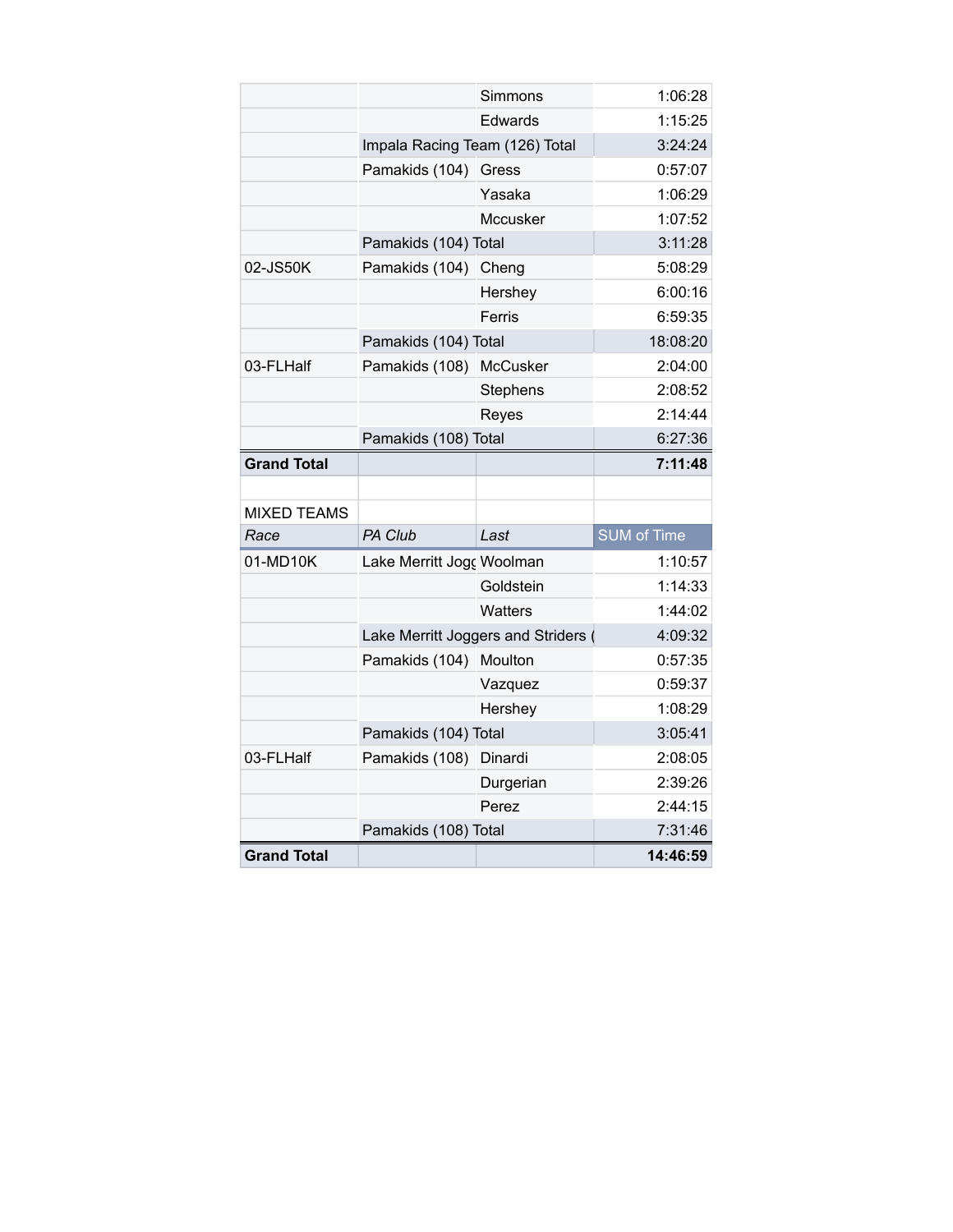| | | | |
|---|---|---|---|
| | | Simmons | 1:06:28 |
| | | Edwards | 1:15:25 |
| | Impala Racing Team (126) Total | | 3:24:24 |
| | Pamakids (104) | Gress | 0:57:07 |
| | | Yasaka | 1:06:29 |
| | | Mccusker | 1:07:52 |
| | Pamakids (104) Total | | 3:11:28 |
| 02-JS50K | Pamakids (104) | Cheng | 5:08:29 |
| | | Hershey | 6:00:16 |
| | | Ferris | 6:59:35 |
| | Pamakids (104) Total | | 18:08:20 |
| 03-FLHalf | Pamakids (108) | McCusker | 2:04:00 |
| | | Stephens | 2:08:52 |
| | | Reyes | 2:14:44 |
| | Pamakids (108) Total | | 6:27:36 |
| **Grand Total** | | | **7:11:48** |

MIXED TEAMS

| *Race* | *PA Club* | *Last* | SUM of Time |
|---|---|---|---|
| 01-MD10K | Lake Merritt Jogg | Woolman | 1:10:57 |
| | | Goldstein | 1:14:33 |
| | | Watters | 1:44:02 |
| | Lake Merritt Joggers and Striders ( | | 4:09:32 |
| | Pamakids (104) | Moulton | 0:57:35 |
| | | Vazquez | 0:59:37 |
| | | Hershey | 1:08:29 |
| | Pamakids (104) Total | | 3:05:41 |
| 03-FLHalf | Pamakids (108) | Dinardi | 2:08:05 |
| | | Durgerian | 2:39:26 |
| | | Perez | 2:44:15 |
| | Pamakids (108) Total | | 7:31:46 |
| **Grand Total** | | | **14:46:59** |